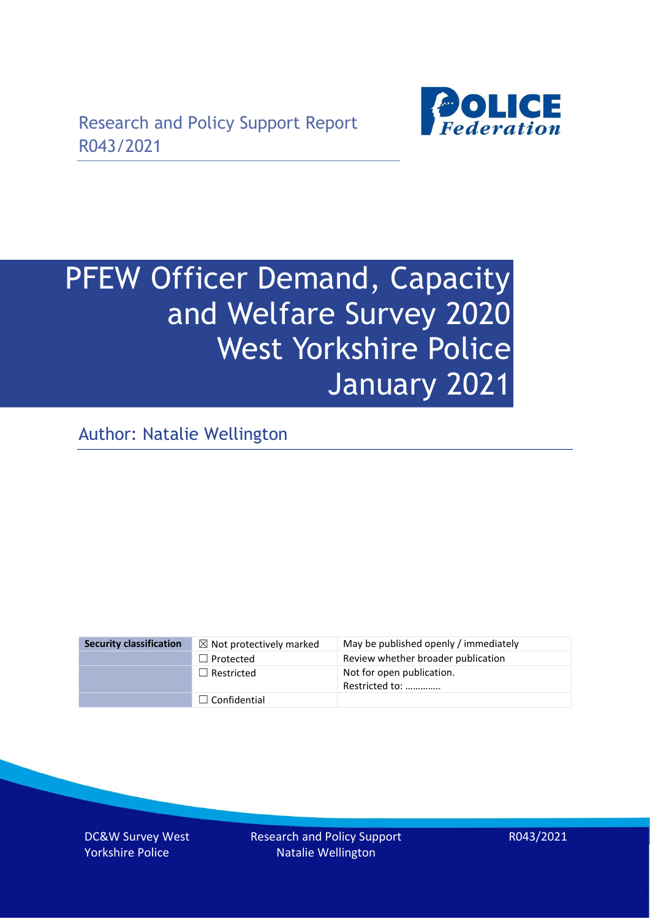Research and Policy Support Report
R043/2021

# PFEW Officer Demand, Capacity and Welfare Survey 2020 West Yorkshire Police January 2021

Author: Natalie Wellington

| Security classification | ☒ Not protectively marked | May be published openly / immediately |
|---|---|---|
| | ☐ Protected | Review whether broader publication |
| | ☐ Restricted | Not for open publication. Restricted to: ………….. |
| | ☐ Confidential | |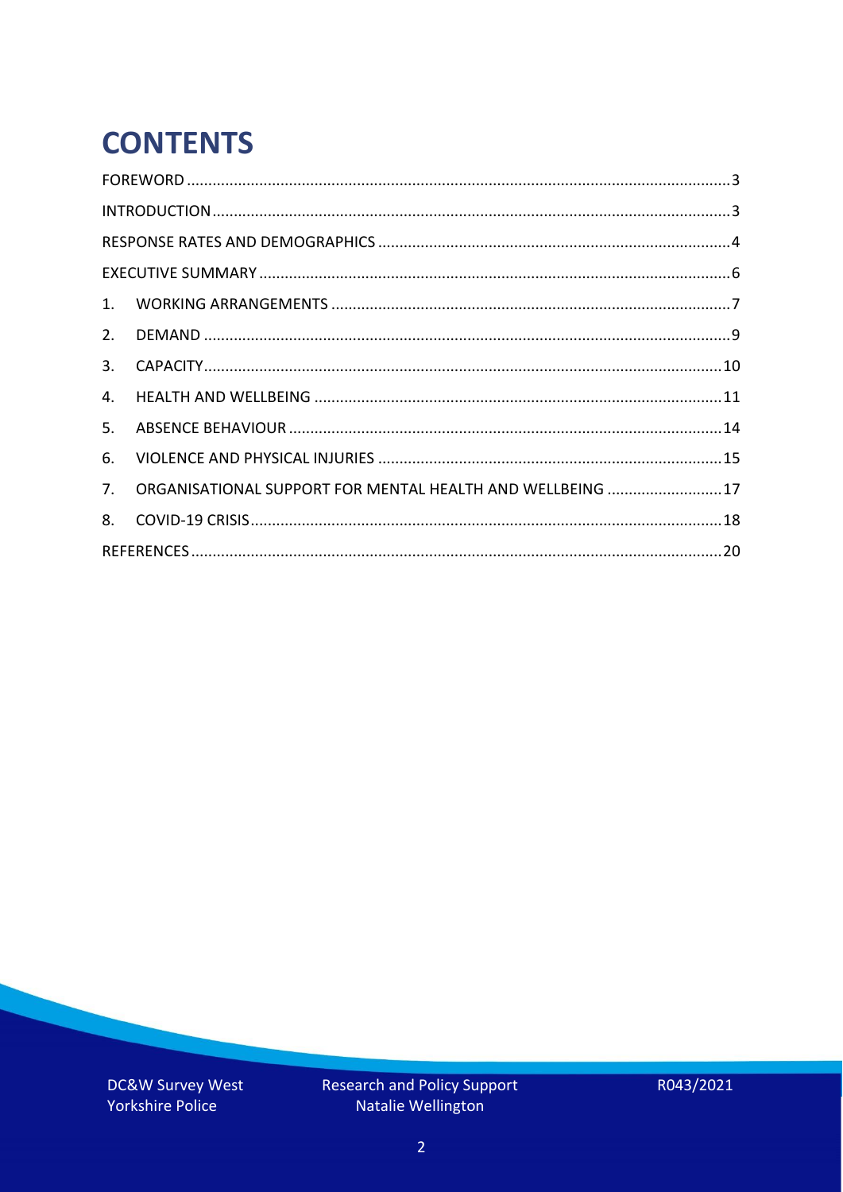# CONTENTS

FOREWORD ........................................................................................................... 3

INTRODUCTION ..................................................................................................... 3

RESPONSE RATES AND DEMOGRAPHICS ................................................................. 4

EXECUTIVE SUMMARY ........................................................................................... 6

1. WORKING ARRANGEMENTS ............................................................................. 7
2. DEMAND .......................................................................................................... 9
3. CAPACITY ....................................................................................................... 10
4. HEALTH AND WELLBEING ............................................................................... 11
5. ABSENCE BEHAVIOUR .................................................................................... 14
6. VIOLENCE AND PHYSICAL INJURIES ................................................................ 15
7. ORGANISATIONAL SUPPORT FOR MENTAL HEALTH AND WELLBEING ........... 17
8. COVID-19 CRISIS ............................................................................................. 18

REFERENCES ........................................................................................................ 20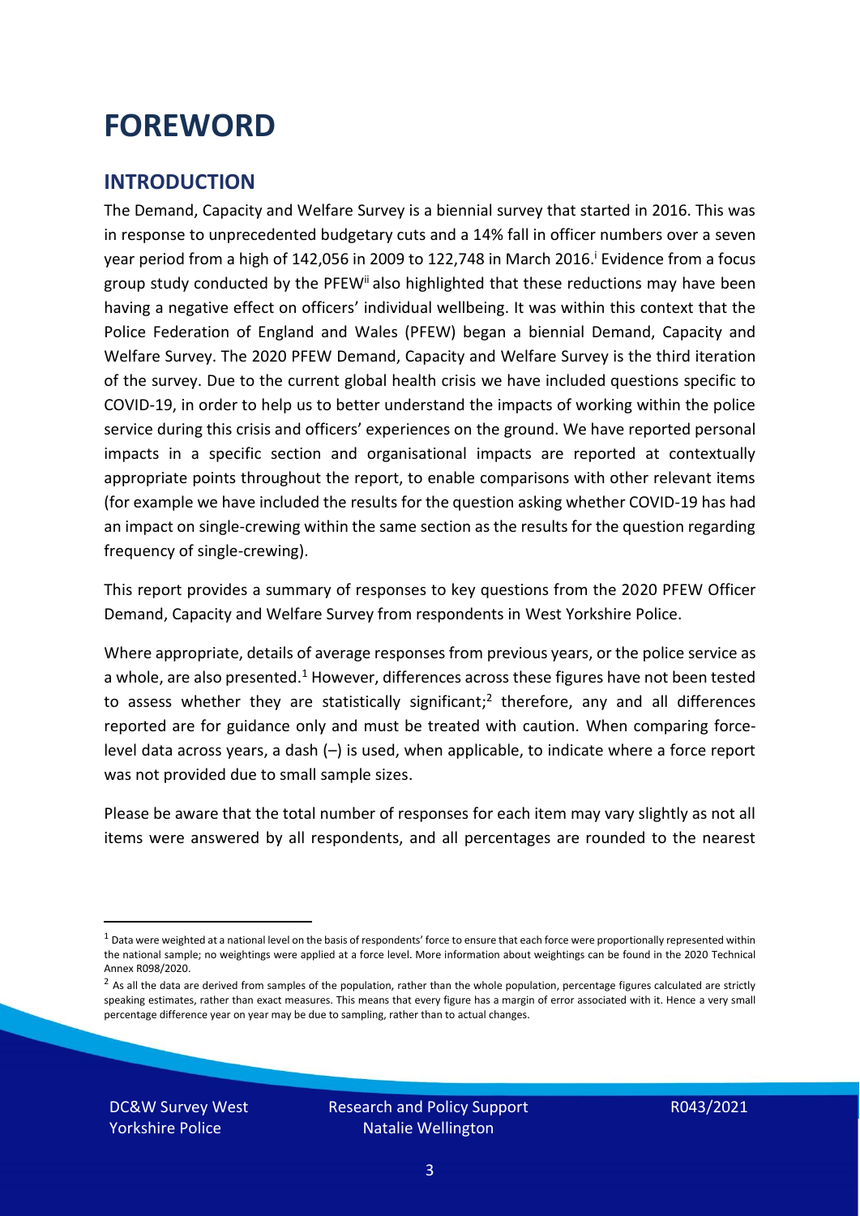# FOREWORD

## INTRODUCTION

The Demand, Capacity and Welfare Survey is a biennial survey that started in 2016. This was in response to unprecedented budgetary cuts and a 14% fall in officer numbers over a seven year period from a high of 142,056 in 2009 to 122,748 in March 2016.[i] Evidence from a focus group study conducted by the PFEW[ii] also highlighted that these reductions may have been having a negative effect on officers' individual wellbeing. It was within this context that the Police Federation of England and Wales (PFEW) began a biennial Demand, Capacity and Welfare Survey. The 2020 PFEW Demand, Capacity and Welfare Survey is the third iteration of the survey. Due to the current global health crisis we have included questions specific to COVID-19, in order to help us to better understand the impacts of working within the police service during this crisis and officers' experiences on the ground. We have reported personal impacts in a specific section and organisational impacts are reported at contextually appropriate points throughout the report, to enable comparisons with other relevant items (for example we have included the results for the question asking whether COVID-19 has had an impact on single-crewing within the same section as the results for the question regarding frequency of single-crewing).

This report provides a summary of responses to key questions from the 2020 PFEW Officer Demand, Capacity and Welfare Survey from respondents in West Yorkshire Police.

Where appropriate, details of average responses from previous years, or the police service as a whole, are also presented.[1] However, differences across these figures have not been tested to assess whether they are statistically significant;[2] therefore, any and all differences reported are for guidance only and must be treated with caution. When comparing force-level data across years, a dash (–) is used, when applicable, to indicate where a force report was not provided due to small sample sizes.

Please be aware that the total number of responses for each item may vary slightly as not all items were answered by all respondents, and all percentages are rounded to the nearest

[1] Data were weighted at a national level on the basis of respondents' force to ensure that each force were proportionally represented within the national sample; no weightings were applied at a force level. More information about weightings can be found in the 2020 Technical Annex R098/2020.

[2] As all the data are derived from samples of the population, rather than the whole population, percentage figures calculated are strictly speaking estimates, rather than exact measures. This means that every figure has a margin of error associated with it. Hence a very small percentage difference year on year may be due to sampling, rather than to actual changes.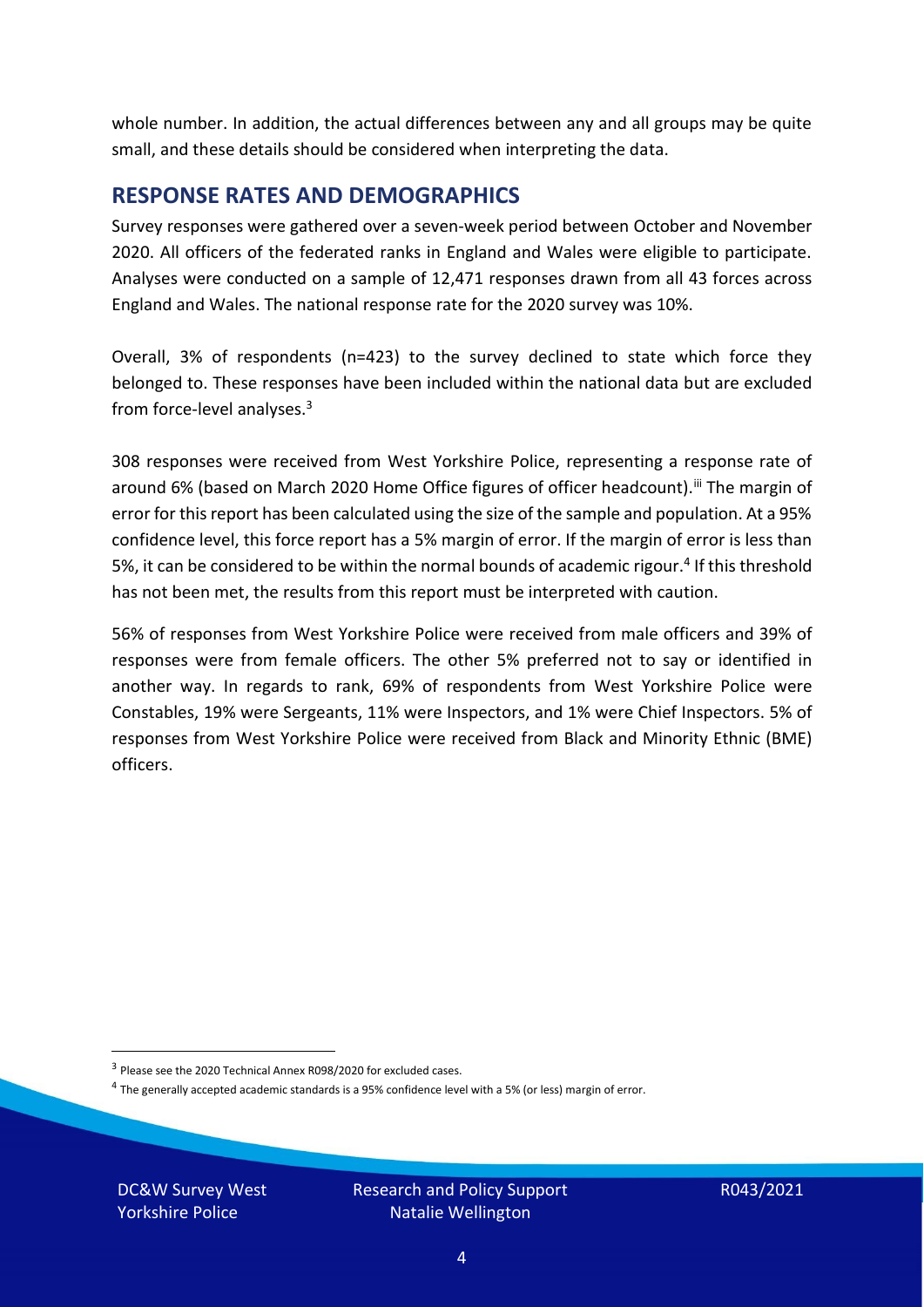whole number. In addition, the actual differences between any and all groups may be quite small, and these details should be considered when interpreting the data.

## RESPONSE RATES AND DEMOGRAPHICS

Survey responses were gathered over a seven-week period between October and November 2020. All officers of the federated ranks in England and Wales were eligible to participate. Analyses were conducted on a sample of 12,471 responses drawn from all 43 forces across England and Wales. The national response rate for the 2020 survey was 10%.

Overall, 3% of respondents (n=423) to the survey declined to state which force they belonged to. These responses have been included within the national data but are excluded from force-level analyses.[3]

308 responses were received from West Yorkshire Police, representing a response rate of around 6% (based on March 2020 Home Office figures of officer headcount).[iii] The margin of error for this report has been calculated using the size of the sample and population. At a 95% confidence level, this force report has a 5% margin of error. If the margin of error is less than 5%, it can be considered to be within the normal bounds of academic rigour.[4] If this threshold has not been met, the results from this report must be interpreted with caution.

56% of responses from West Yorkshire Police were received from male officers and 39% of responses were from female officers. The other 5% preferred not to say or identified in another way. In regards to rank, 69% of respondents from West Yorkshire Police were Constables, 19% were Sergeants, 11% were Inspectors, and 1% were Chief Inspectors. 5% of responses from West Yorkshire Police were received from Black and Minority Ethnic (BME) officers.

[3] Please see the 2020 Technical Annex R098/2020 for excluded cases.

[4] The generally accepted academic standards is a 95% confidence level with a 5% (or less) margin of error.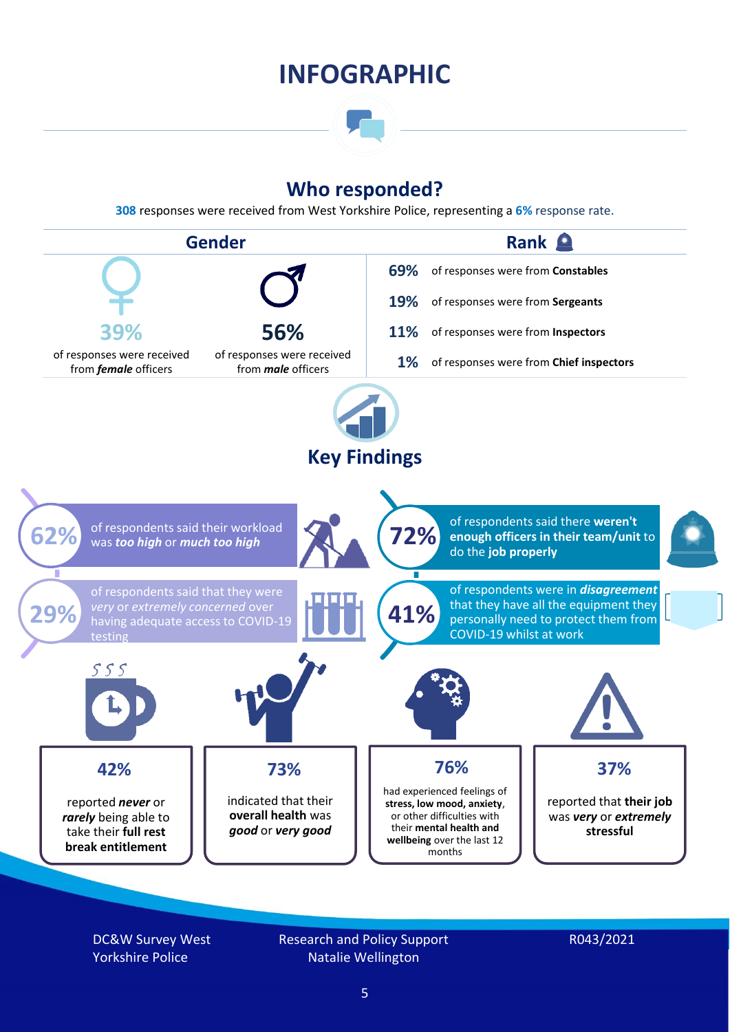# INFOGRAPHIC

## Who responded?

**308** responses were received from West Yorkshire Police, representing a **6%** response rate.

### Gender

**39%** of responses were received from ***female*** officers

**56%** of responses were received from ***male*** officers

### Rank

| | |
|---|---|
| **69%** | of responses were from **Constables** |
| **19%** | of responses were from **Sergeants** |
| **11%** | of responses were from **Inspectors** |
| **1%** | of responses were from **Chief inspectors** |

## Key Findings

**62%** of respondents said their workload was ***too high*** or ***much too high***

**72%** of respondents said there **weren't enough officers in their team/unit** to do the **job properly**

**29%** of respondents said that they were *very* or *extremely concerned* over having adequate access to COVID-19 testing

**41%** of respondents were in ***disagreement*** that they have all the equipment they personally need to protect them from COVID-19 whilst at work

**42%** reported ***never*** or ***rarely*** being able to take their **full rest break entitlement**

**73%** indicated that their **overall health** was ***good*** or ***very good***

**76%** had experienced feelings of **stress, low mood, anxiety**, or other difficulties with their **mental health and wellbeing** over the last 12 months

**37%** reported that **their job** was ***very*** or ***extremely*** **stressful**

DC&W Survey West Yorkshire Police

Research and Policy Support
Natalie Wellington

R043/2021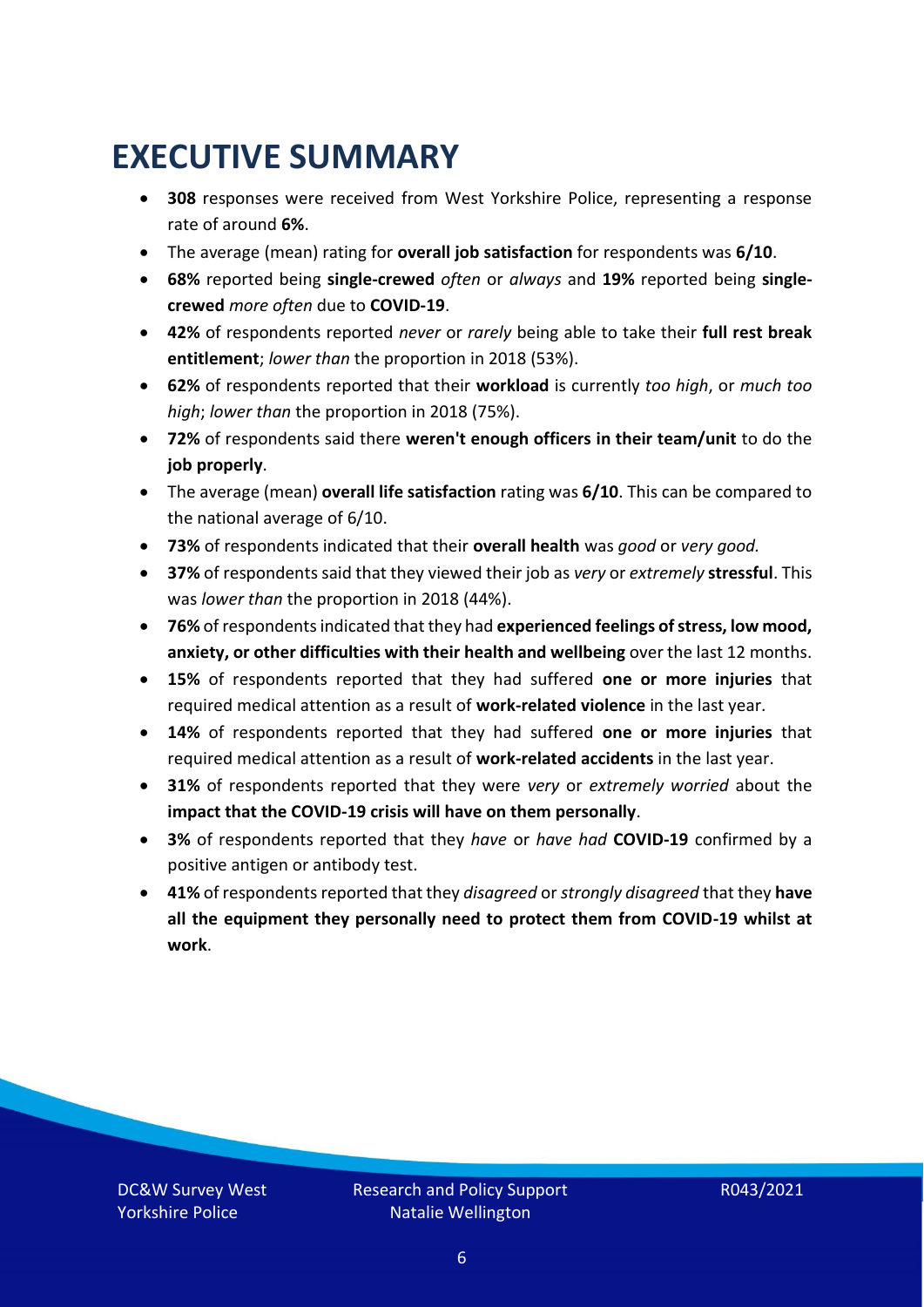# EXECUTIVE SUMMARY

- **308** responses were received from West Yorkshire Police, representing a response rate of around **6%**.
- The average (mean) rating for **overall job satisfaction** for respondents was **6/10**.
- **68%** reported being **single-crewed** *often* or *always* and **19%** reported being **single-crewed** *more often* due to **COVID-19**.
- **42%** of respondents reported *never* or *rarely* being able to take their **full rest break entitlement**; *lower than* the proportion in 2018 (53%).
- **62%** of respondents reported that their **workload** is currently *too high*, or *much too high*; *lower than* the proportion in 2018 (75%).
- **72%** of respondents said there **weren't enough officers in their team/unit** to do the **job properly**.
- The average (mean) **overall life satisfaction** rating was **6/10**. This can be compared to the national average of 6/10.
- **73%** of respondents indicated that their **overall health** was *good* or *very good.*
- **37%** of respondents said that they viewed their job as *very* or *extremely* **stressful**. This was *lower than* the proportion in 2018 (44%).
- **76%** of respondents indicated that they had **experienced feelings of stress, low mood, anxiety, or other difficulties with their health and wellbeing** over the last 12 months.
- **15%** of respondents reported that they had suffered **one or more injuries** that required medical attention as a result of **work-related violence** in the last year.
- **14%** of respondents reported that they had suffered **one or more injuries** that required medical attention as a result of **work-related accidents** in the last year.
- **31%** of respondents reported that they were *very* or *extremely worried* about the **impact that the COVID-19 crisis will have on them personally**.
- **3%** of respondents reported that they *have* or *have had* **COVID-19** confirmed by a positive antigen or antibody test.
- **41%** of respondents reported that they *disagreed* or *strongly disagreed* that they **have all the equipment they personally need to protect them from COVID-19 whilst at work**.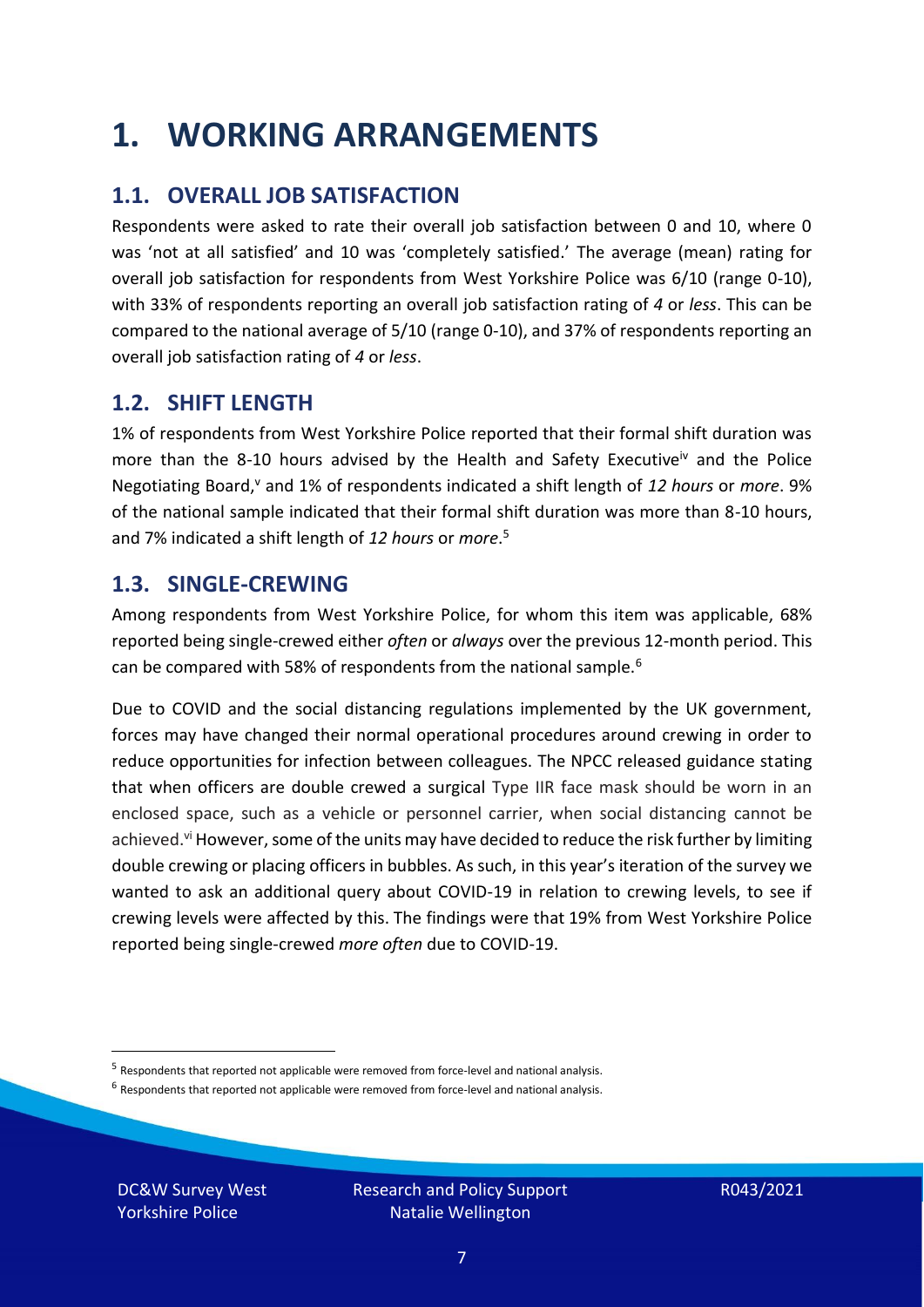# 1. WORKING ARRANGEMENTS

## 1.1. OVERALL JOB SATISFACTION

Respondents were asked to rate their overall job satisfaction between 0 and 10, where 0 was 'not at all satisfied' and 10 was 'completely satisfied.' The average (mean) rating for overall job satisfaction for respondents from West Yorkshire Police was 6/10 (range 0-10), with 33% of respondents reporting an overall job satisfaction rating of *4* or *less*. This can be compared to the national average of 5/10 (range 0-10), and 37% of respondents reporting an overall job satisfaction rating of *4* or *less*.

## 1.2. SHIFT LENGTH

1% of respondents from West Yorkshire Police reported that their formal shift duration was more than the 8-10 hours advised by the Health and Safety Executive[iv] and the Police Negotiating Board,[v] and 1% of respondents indicated a shift length of *12 hours* or *more*. 9% of the national sample indicated that their formal shift duration was more than 8-10 hours, and 7% indicated a shift length of *12 hours* or *more*.[5]

## 1.3. SINGLE-CREWING

Among respondents from West Yorkshire Police, for whom this item was applicable, 68% reported being single-crewed either *often* or *always* over the previous 12-month period. This can be compared with 58% of respondents from the national sample.[6]

Due to COVID and the social distancing regulations implemented by the UK government, forces may have changed their normal operational procedures around crewing in order to reduce opportunities for infection between colleagues. The NPCC released guidance stating that when officers are double crewed a surgical Type IIR face mask should be worn in an enclosed space, such as a vehicle or personnel carrier, when social distancing cannot be achieved.[vi] However, some of the units may have decided to reduce the risk further by limiting double crewing or placing officers in bubbles. As such, in this year's iteration of the survey we wanted to ask an additional query about COVID-19 in relation to crewing levels, to see if crewing levels were affected by this. The findings were that 19% from West Yorkshire Police reported being single-crewed *more often* due to COVID-19.

[5] Respondents that reported not applicable were removed from force-level and national analysis.

[6] Respondents that reported not applicable were removed from force-level and national analysis.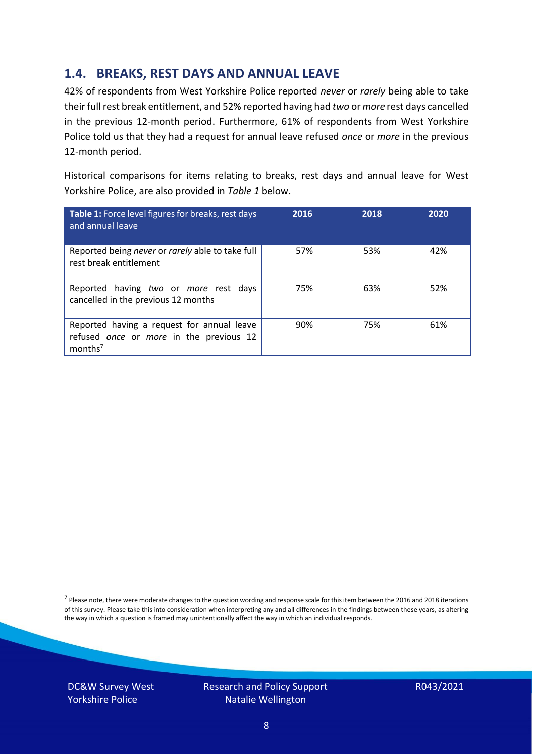## 1.4. BREAKS, REST DAYS AND ANNUAL LEAVE

42% of respondents from West Yorkshire Police reported *never* or *rarely* being able to take their full rest break entitlement, and 52% reported having had *two* or *more* rest days cancelled in the previous 12-month period. Furthermore, 61% of respondents from West Yorkshire Police told us that they had a request for annual leave refused *once* or *more* in the previous 12-month period.

Historical comparisons for items relating to breaks, rest days and annual leave for West Yorkshire Police, are also provided in *Table 1* below.

| **Table 1:** Force level figures for breaks, rest days and annual leave | 2016 | 2018 | 2020 |
|---|---|---|---|
| Reported being *never* or *rarely* able to take full rest break entitlement | 57% | 53% | 42% |
| Reported having *two* or *more* rest days cancelled in the previous 12 months | 75% | 63% | 52% |
| Reported having a request for annual leave refused *once* or *more* in the previous 12 months[7] | 90% | 75% | 61% |

[7] Please note, there were moderate changes to the question wording and response scale for this item between the 2016 and 2018 iterations of this survey. Please take this into consideration when interpreting any and all differences in the findings between these years, as altering the way in which a question is framed may unintentionally affect the way in which an individual responds.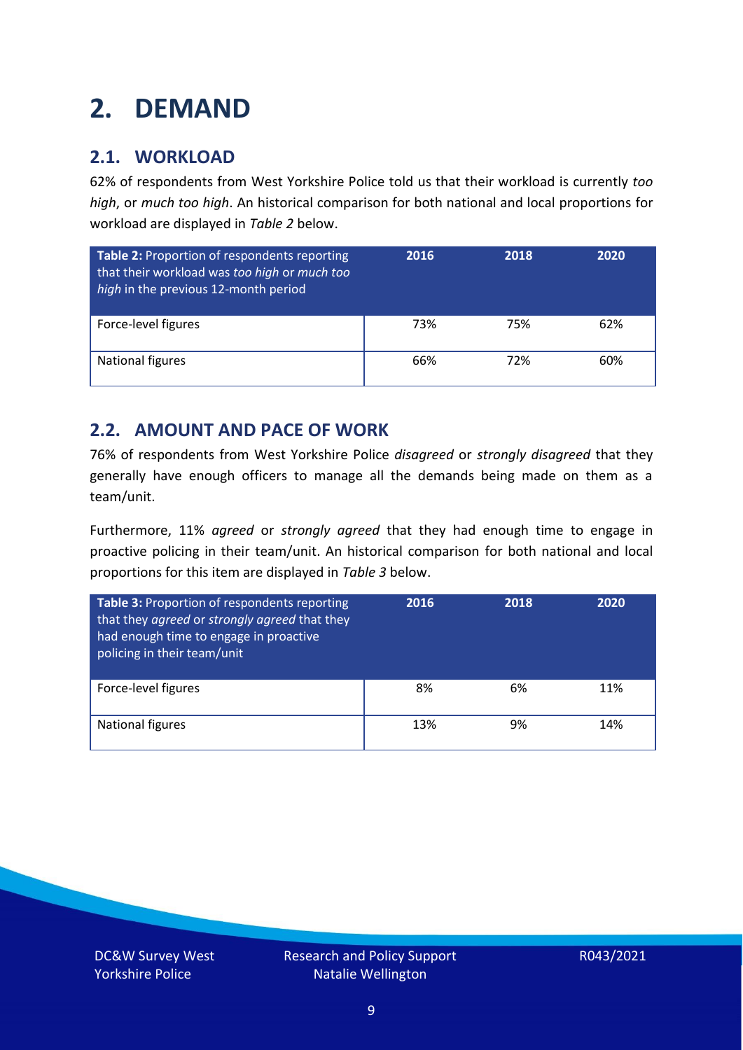# 2. DEMAND

## 2.1. WORKLOAD

62% of respondents from West Yorkshire Police told us that their workload is currently *too high*, or *much too high*. An historical comparison for both national and local proportions for workload are displayed in *Table 2* below.

| **Table 2:** Proportion of respondents reporting that their workload was *too high* or *much too high* in the previous 12-month period | 2016 | 2018 | 2020 |
|---|---|---|---|
| Force-level figures | 73% | 75% | 62% |
| National figures | 66% | 72% | 60% |

## 2.2. AMOUNT AND PACE OF WORK

76% of respondents from West Yorkshire Police *disagreed* or *strongly disagreed* that they generally have enough officers to manage all the demands being made on them as a team/unit.

Furthermore, 11% *agreed* or *strongly agreed* that they had enough time to engage in proactive policing in their team/unit. An historical comparison for both national and local proportions for this item are displayed in *Table 3* below.

| **Table 3:** Proportion of respondents reporting that they *agreed* or *strongly agreed* that they had enough time to engage in proactive policing in their team/unit | 2016 | 2018 | 2020 |
|---|---|---|---|
| Force-level figures | 8% | 6% | 11% |
| National figures | 13% | 9% | 14% |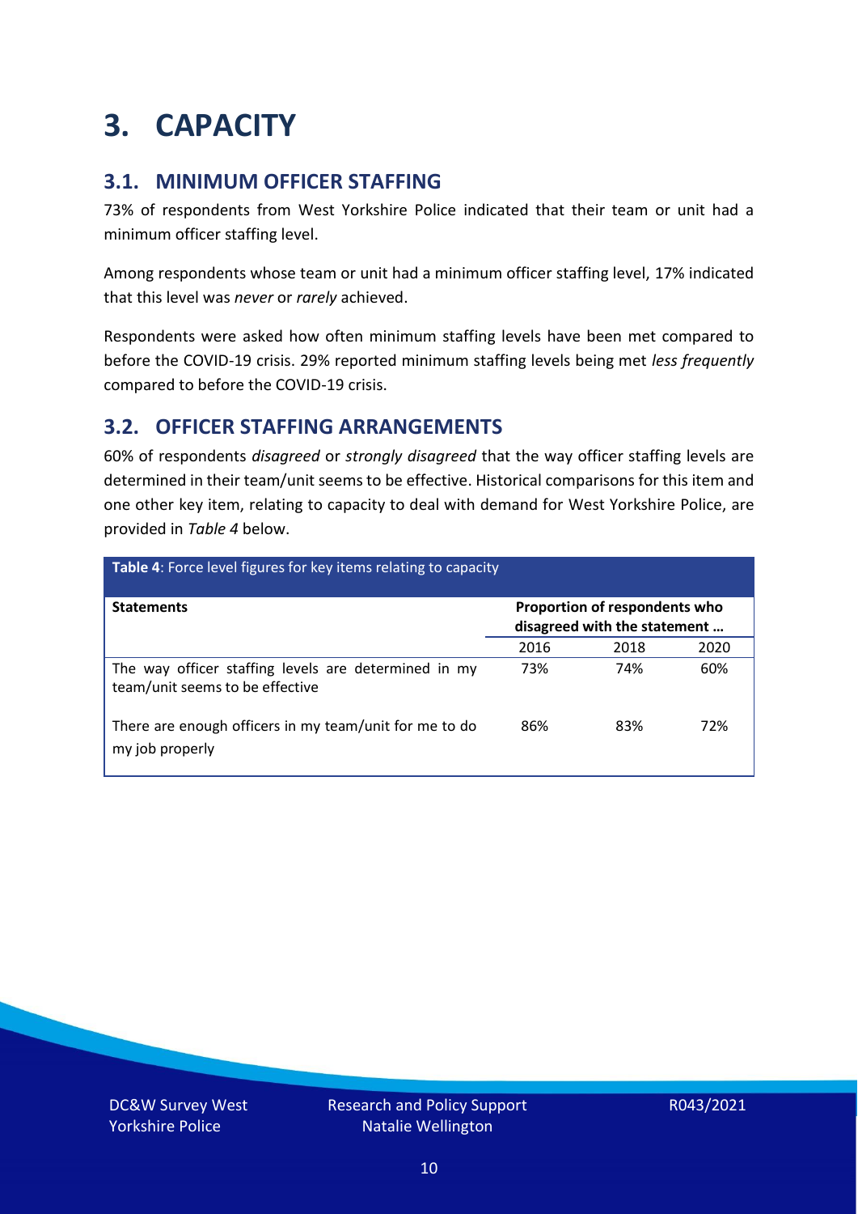# 3. CAPACITY

## 3.1. MINIMUM OFFICER STAFFING

73% of respondents from West Yorkshire Police indicated that their team or unit had a minimum officer staffing level.

Among respondents whose team or unit had a minimum officer staffing level, 17% indicated that this level was *never* or *rarely* achieved.

Respondents were asked how often minimum staffing levels have been met compared to before the COVID-19 crisis. 29% reported minimum staffing levels being met *less frequently* compared to before the COVID-19 crisis.

## 3.2. OFFICER STAFFING ARRANGEMENTS

60% of respondents *disagreed* or *strongly disagreed* that the way officer staffing levels are determined in their team/unit seems to be effective. Historical comparisons for this item and one other key item, relating to capacity to deal with demand for West Yorkshire Police, are provided in *Table 4* below.

**Table 4**: Force level figures for key items relating to capacity

| Statements | Proportion of respondents who disagreed with the statement … | | |
|---|---|---|---|
| | 2016 | 2018 | 2020 |
| The way officer staffing levels are determined in my team/unit seems to be effective | 73% | 74% | 60% |
| There are enough officers in my team/unit for me to do my job properly | 86% | 83% | 72% |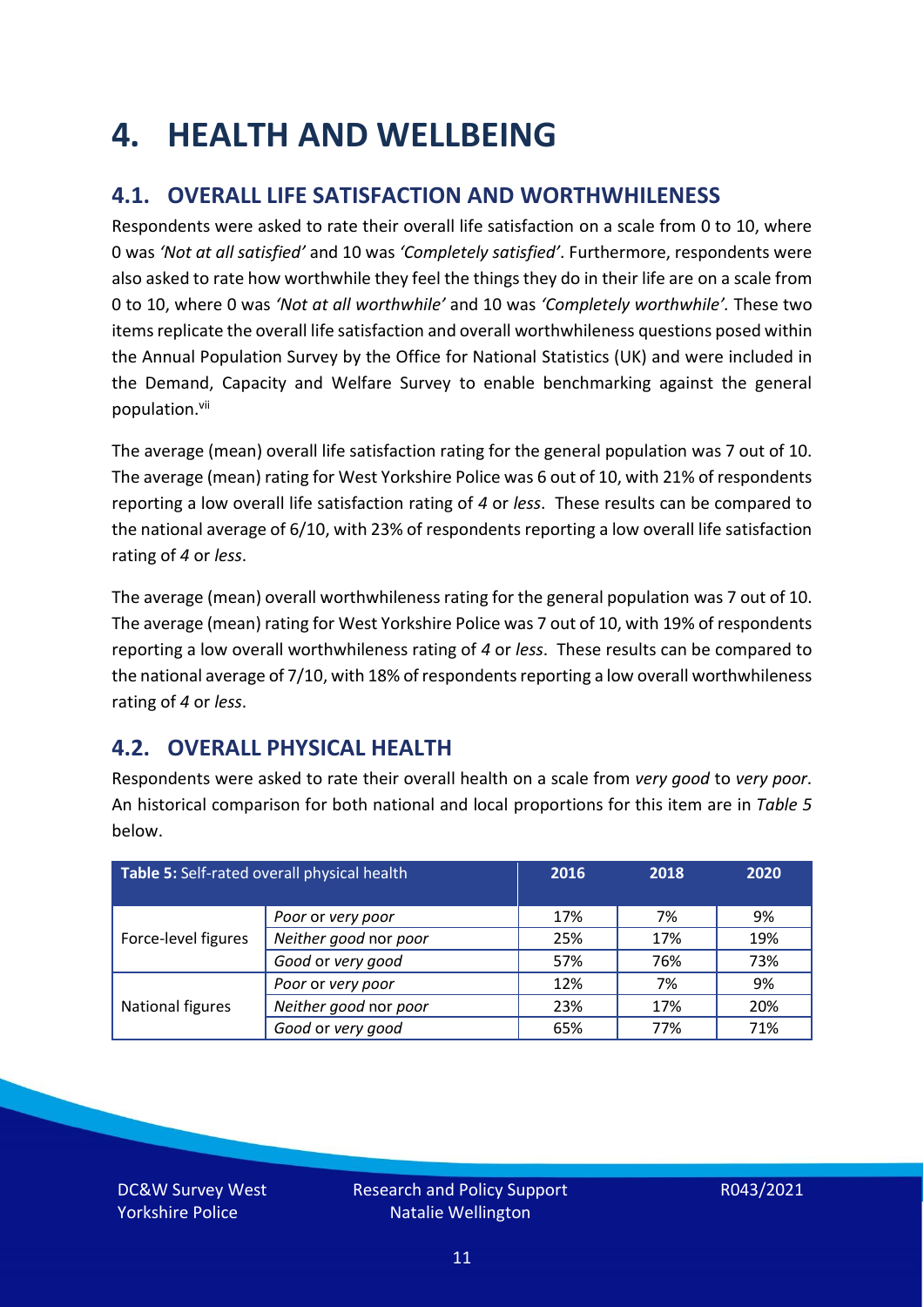# 4. HEALTH AND WELLBEING

## 4.1. OVERALL LIFE SATISFACTION AND WORTHWHILENESS

Respondents were asked to rate their overall life satisfaction on a scale from 0 to 10, where 0 was *'Not at all satisfied'* and 10 was *'Completely satisfied'*. Furthermore, respondents were also asked to rate how worthwhile they feel the things they do in their life are on a scale from 0 to 10, where 0 was *'Not at all worthwhile'* and 10 was *'Completely worthwhile'.* These two items replicate the overall life satisfaction and overall worthwhileness questions posed within the Annual Population Survey by the Office for National Statistics (UK) and were included in the Demand, Capacity and Welfare Survey to enable benchmarking against the general population.[vii]

The average (mean) overall life satisfaction rating for the general population was 7 out of 10. The average (mean) rating for West Yorkshire Police was 6 out of 10, with 21% of respondents reporting a low overall life satisfaction rating of *4* or *less*. These results can be compared to the national average of 6/10, with 23% of respondents reporting a low overall life satisfaction rating of *4* or *less*.

The average (mean) overall worthwhileness rating for the general population was 7 out of 10. The average (mean) rating for West Yorkshire Police was 7 out of 10, with 19% of respondents reporting a low overall worthwhileness rating of *4* or *less*. These results can be compared to the national average of 7/10, with 18% of respondents reporting a low overall worthwhileness rating of *4* or *less*.

## 4.2. OVERALL PHYSICAL HEALTH

Respondents were asked to rate their overall health on a scale from *very good* to *very poor*. An historical comparison for both national and local proportions for this item are in *Table 5* below.

| **Table 5:** Self-rated overall physical health | | 2016 | 2018 | 2020 |
|---|---|---|---|---|
| Force-level figures | *Poor* or *very poor* | 17% | 7% | 9% |
| | *Neither good* nor *poor* | 25% | 17% | 19% |
| | *Good* or *very good* | 57% | 76% | 73% |
| National figures | *Poor* or *very poor* | 12% | 7% | 9% |
| | *Neither good* nor *poor* | 23% | 17% | 20% |
| | *Good* or *very good* | 65% | 77% | 71% |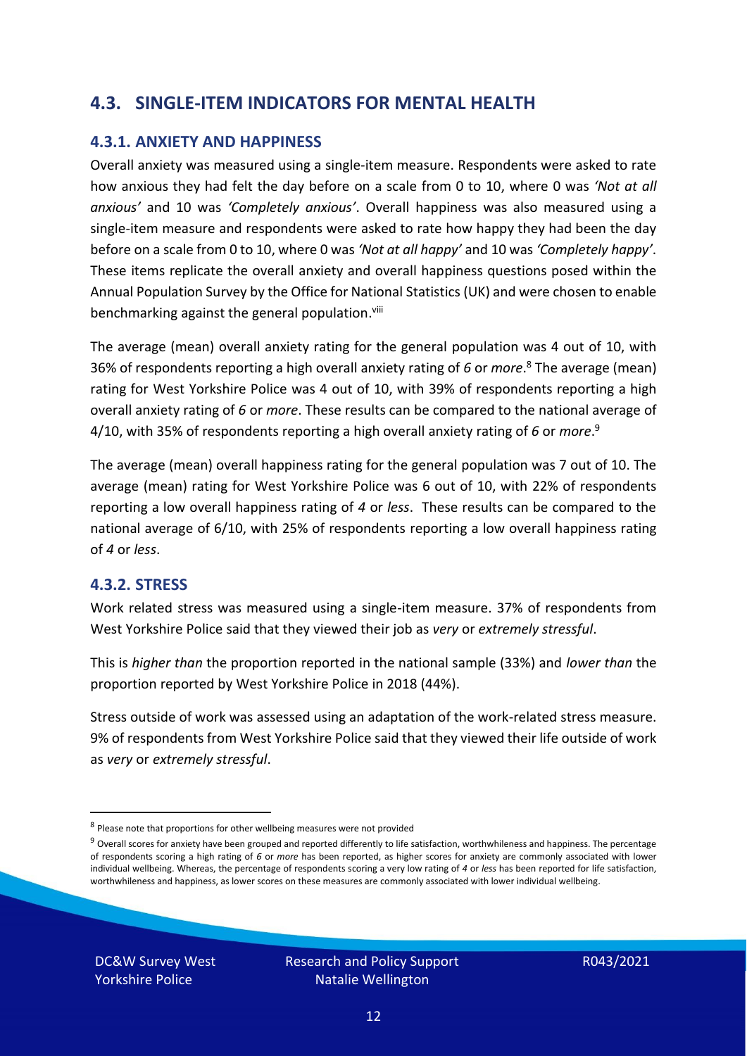## 4.3. SINGLE-ITEM INDICATORS FOR MENTAL HEALTH

### 4.3.1. ANXIETY AND HAPPINESS

Overall anxiety was measured using a single-item measure. Respondents were asked to rate how anxious they had felt the day before on a scale from 0 to 10, where 0 was *'Not at all anxious'* and 10 was *'Completely anxious'*. Overall happiness was also measured using a single-item measure and respondents were asked to rate how happy they had been the day before on a scale from 0 to 10, where 0 was *'Not at all happy'* and 10 was *'Completely happy'*. These items replicate the overall anxiety and overall happiness questions posed within the Annual Population Survey by the Office for National Statistics (UK) and were chosen to enable benchmarking against the general population.[viii]

The average (mean) overall anxiety rating for the general population was 4 out of 10, with 36% of respondents reporting a high overall anxiety rating of *6* or *more*.[8] The average (mean) rating for West Yorkshire Police was 4 out of 10, with 39% of respondents reporting a high overall anxiety rating of *6* or *more*. These results can be compared to the national average of 4/10, with 35% of respondents reporting a high overall anxiety rating of *6* or *more*.[9]

The average (mean) overall happiness rating for the general population was 7 out of 10. The average (mean) rating for West Yorkshire Police was 6 out of 10, with 22% of respondents reporting a low overall happiness rating of *4* or *less*. These results can be compared to the national average of 6/10, with 25% of respondents reporting a low overall happiness rating of *4* or *less*.

### 4.3.2. STRESS

Work related stress was measured using a single-item measure. 37% of respondents from West Yorkshire Police said that they viewed their job as *very* or *extremely stressful*.

This is *higher than* the proportion reported in the national sample (33%) and *lower than* the proportion reported by West Yorkshire Police in 2018 (44%).

Stress outside of work was assessed using an adaptation of the work-related stress measure. 9% of respondents from West Yorkshire Police said that they viewed their life outside of work as *very* or *extremely stressful*.

---

[8] Please note that proportions for other wellbeing measures were not provided

[9] Overall scores for anxiety have been grouped and reported differently to life satisfaction, worthwhileness and happiness. The percentage of respondents scoring a high rating of *6* or *more* has been reported, as higher scores for anxiety are commonly associated with lower individual wellbeing. Whereas, the percentage of respondents scoring a very low rating of *4* or *less* has been reported for life satisfaction, worthwhileness and happiness, as lower scores on these measures are commonly associated with lower individual wellbeing.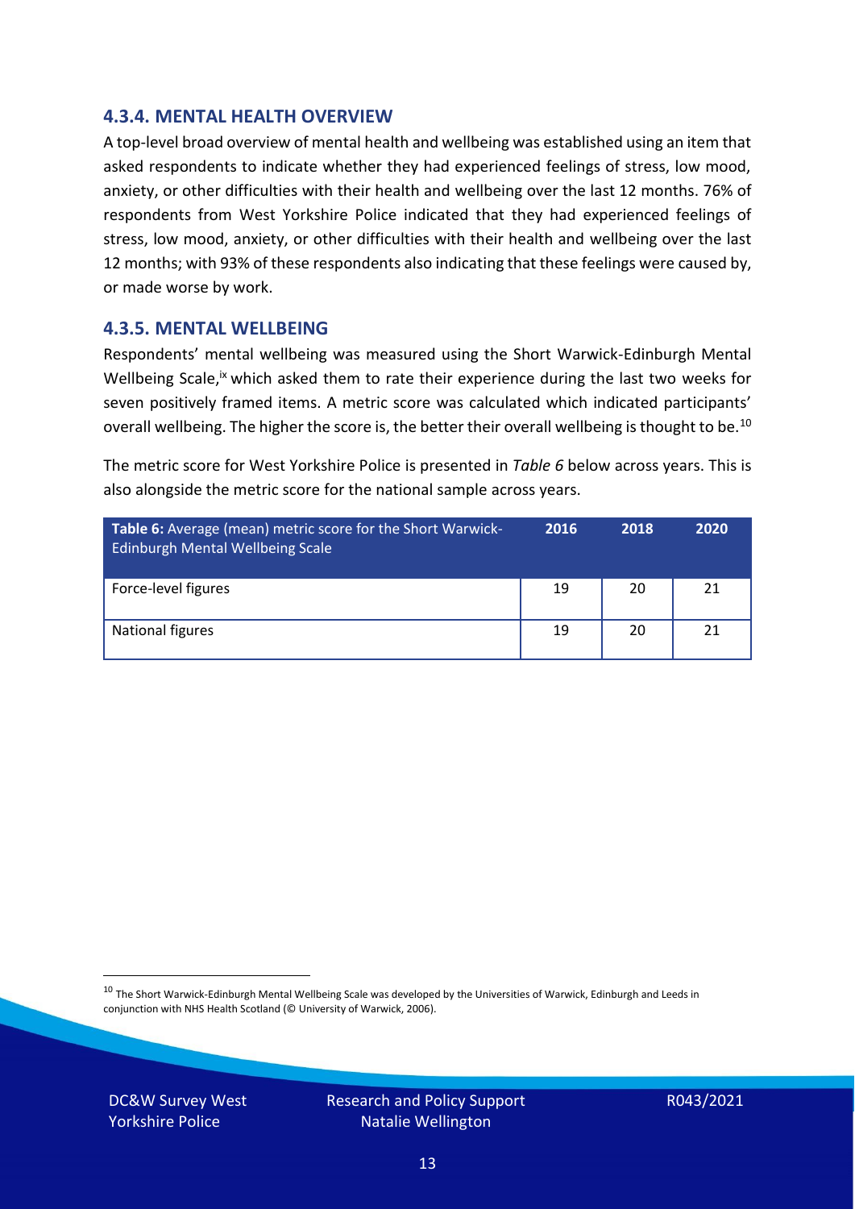### 4.3.4. MENTAL HEALTH OVERVIEW

A top-level broad overview of mental health and wellbeing was established using an item that asked respondents to indicate whether they had experienced feelings of stress, low mood, anxiety, or other difficulties with their health and wellbeing over the last 12 months. 76% of respondents from West Yorkshire Police indicated that they had experienced feelings of stress, low mood, anxiety, or other difficulties with their health and wellbeing over the last 12 months; with 93% of these respondents also indicating that these feelings were caused by, or made worse by work.

### 4.3.5. MENTAL WELLBEING

Respondents' mental wellbeing was measured using the Short Warwick-Edinburgh Mental Wellbeing Scale,[ix] which asked them to rate their experience during the last two weeks for seven positively framed items. A metric score was calculated which indicated participants' overall wellbeing. The higher the score is, the better their overall wellbeing is thought to be.[10]

The metric score for West Yorkshire Police is presented in *Table 6* below across years. This is also alongside the metric score for the national sample across years.

| **Table 6:** Average (mean) metric score for the Short Warwick-Edinburgh Mental Wellbeing Scale | 2016 | 2018 | 2020 |
|---|---|---|---|
| Force-level figures | 19 | 20 | 21 |
| National figures | 19 | 20 | 21 |

[10] The Short Warwick-Edinburgh Mental Wellbeing Scale was developed by the Universities of Warwick, Edinburgh and Leeds in conjunction with NHS Health Scotland (© University of Warwick, 2006).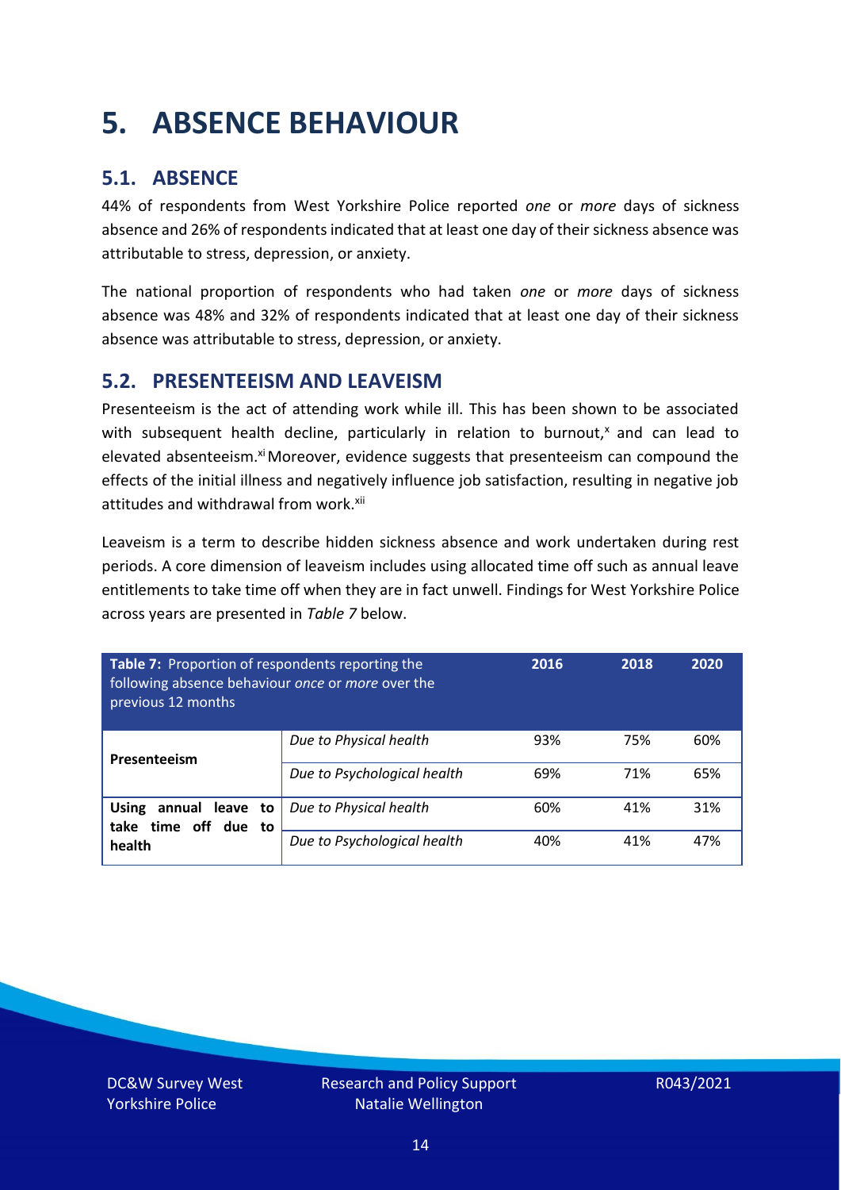# 5. ABSENCE BEHAVIOUR

## 5.1. ABSENCE

44% of respondents from West Yorkshire Police reported *one* or *more* days of sickness absence and 26% of respondents indicated that at least one day of their sickness absence was attributable to stress, depression, or anxiety.

The national proportion of respondents who had taken *one* or *more* days of sickness absence was 48% and 32% of respondents indicated that at least one day of their sickness absence was attributable to stress, depression, or anxiety.

## 5.2. PRESENTEEISM AND LEAVEISM

Presenteeism is the act of attending work while ill. This has been shown to be associated with subsequent health decline, particularly in relation to burnout,[x] and can lead to elevated absenteeism.[xi] Moreover, evidence suggests that presenteeism can compound the effects of the initial illness and negatively influence job satisfaction, resulting in negative job attitudes and withdrawal from work.[xii]

Leaveism is a term to describe hidden sickness absence and work undertaken during rest periods. A core dimension of leaveism includes using allocated time off such as annual leave entitlements to take time off when they are in fact unwell. Findings for West Yorkshire Police across years are presented in *Table 7* below.

| **Table 7:** Proportion of respondents reporting the following absence behaviour *once* or *more* over the previous 12 months | | 2016 | 2018 | 2020 |
|---|---|---|---|---|
| **Presenteeism** | *Due to Physical health* | 93% | 75% | 60% |
| | *Due to Psychological health* | 69% | 71% | 65% |
| **Using annual leave to take time off due to health** | *Due to Physical health* | 60% | 41% | 31% |
| | *Due to Psychological health* | 40% | 41% | 47% |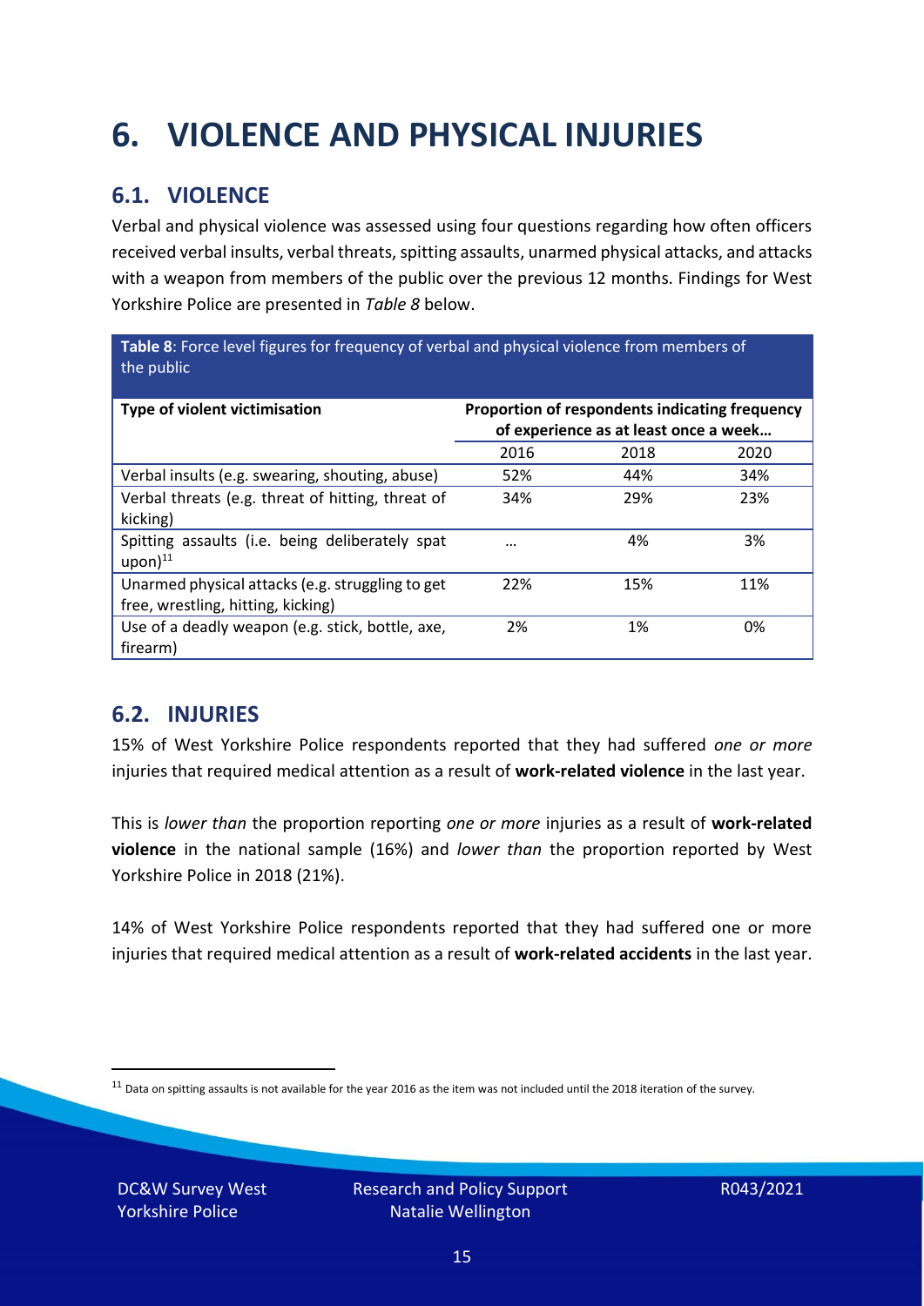# 6. VIOLENCE AND PHYSICAL INJURIES

## 6.1. VIOLENCE

Verbal and physical violence was assessed using four questions regarding how often officers received verbal insults, verbal threats, spitting assaults, unarmed physical attacks, and attacks with a weapon from members of the public over the previous 12 months. Findings for West Yorkshire Police are presented in *Table 8* below.

**Table 8**: Force level figures for frequency of verbal and physical violence from members of the public

| Type of violent victimisation | Proportion of respondents indicating frequency of experience as at least once a week… | | |
|---|---|---|---|
| | 2016 | 2018 | 2020 |
| Verbal insults (e.g. swearing, shouting, abuse) | 52% | 44% | 34% |
| Verbal threats (e.g. threat of hitting, threat of kicking) | 34% | 29% | 23% |
| Spitting assaults (i.e. being deliberately spat upon)[11] | … | 4% | 3% |
| Unarmed physical attacks (e.g. struggling to get free, wrestling, hitting, kicking) | 22% | 15% | 11% |
| Use of a deadly weapon (e.g. stick, bottle, axe, firearm) | 2% | 1% | 0% |

## 6.2. INJURIES

15% of West Yorkshire Police respondents reported that they had suffered *one or more* injuries that required medical attention as a result of **work-related violence** in the last year.

This is *lower than* the proportion reporting *one or more* injuries as a result of **work-related violence** in the national sample (16%) and *lower than* the proportion reported by West Yorkshire Police in 2018 (21%).

14% of West Yorkshire Police respondents reported that they had suffered one or more injuries that required medical attention as a result of **work-related accidents** in the last year.

[11] Data on spitting assaults is not available for the year 2016 as the item was not included until the 2018 iteration of the survey.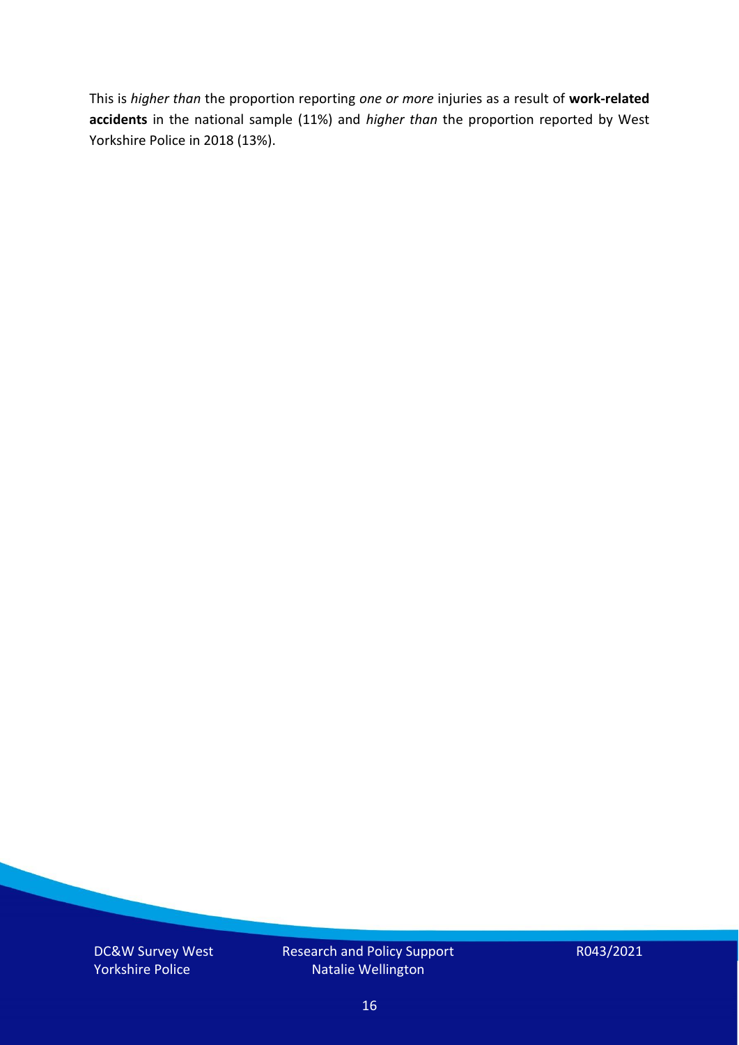This is *higher than* the proportion reporting *one or more* injuries as a result of **work-related accidents** in the national sample (11%) and *higher than* the proportion reported by West Yorkshire Police in 2018 (13%).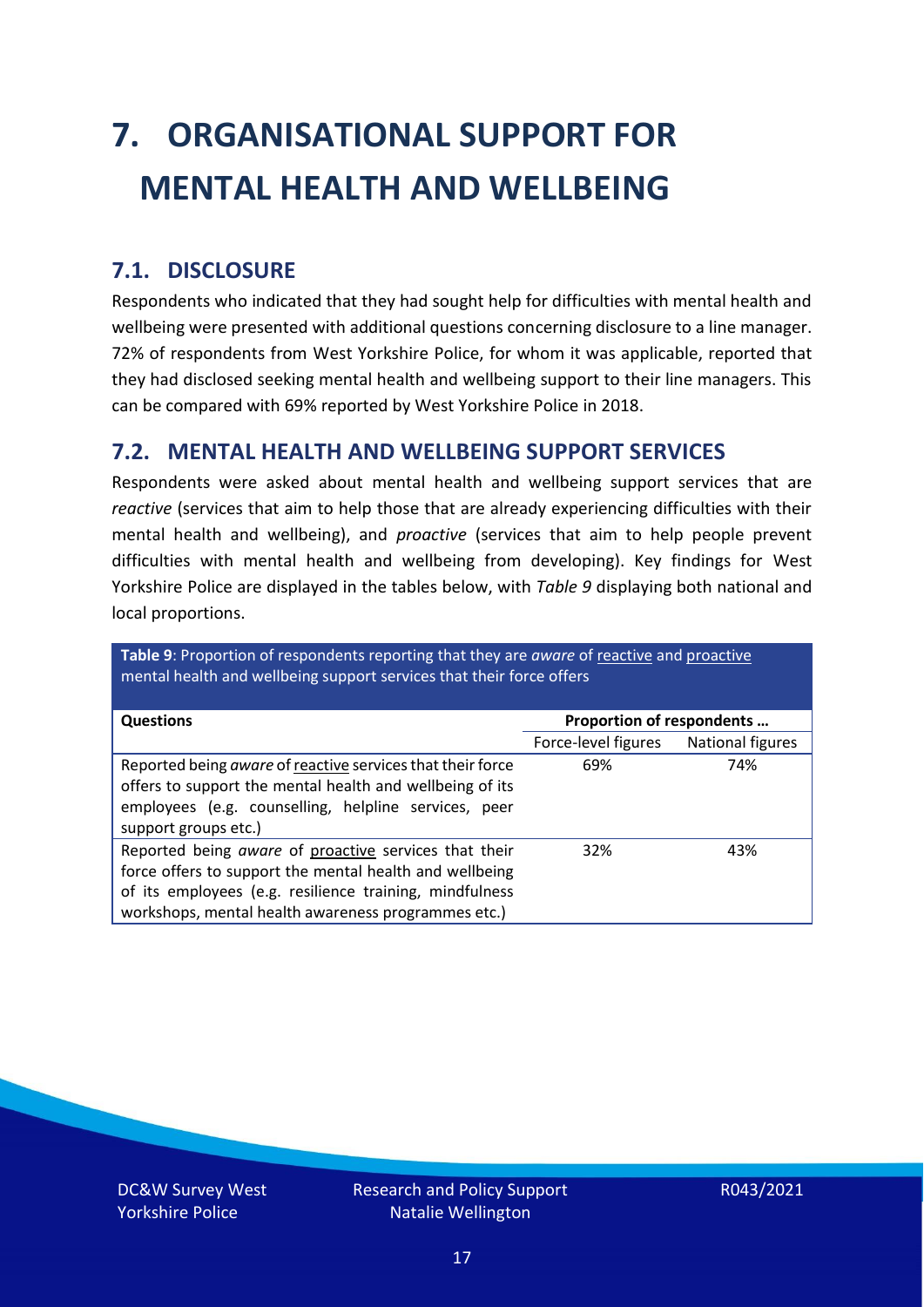# 7. ORGANISATIONAL SUPPORT FOR MENTAL HEALTH AND WELLBEING

## 7.1. DISCLOSURE

Respondents who indicated that they had sought help for difficulties with mental health and wellbeing were presented with additional questions concerning disclosure to a line manager. 72% of respondents from West Yorkshire Police, for whom it was applicable, reported that they had disclosed seeking mental health and wellbeing support to their line managers. This can be compared with 69% reported by West Yorkshire Police in 2018.

## 7.2. MENTAL HEALTH AND WELLBEING SUPPORT SERVICES

Respondents were asked about mental health and wellbeing support services that are *reactive* (services that aim to help those that are already experiencing difficulties with their mental health and wellbeing), and *proactive* (services that aim to help people prevent difficulties with mental health and wellbeing from developing). Key findings for West Yorkshire Police are displayed in the tables below, with *Table 9* displaying both national and local proportions.

**Table 9**: Proportion of respondents reporting that they are *aware* of reactive and proactive mental health and wellbeing support services that their force offers

| Questions | Proportion of respondents … | |
|---|---|---|
| | Force-level figures | National figures |
| Reported being *aware* of reactive services that their force offers to support the mental health and wellbeing of its employees (e.g. counselling, helpline services, peer support groups etc.) | 69% | 74% |
| Reported being *aware* of proactive services that their force offers to support the mental health and wellbeing of its employees (e.g. resilience training, mindfulness workshops, mental health awareness programmes etc.) | 32% | 43% |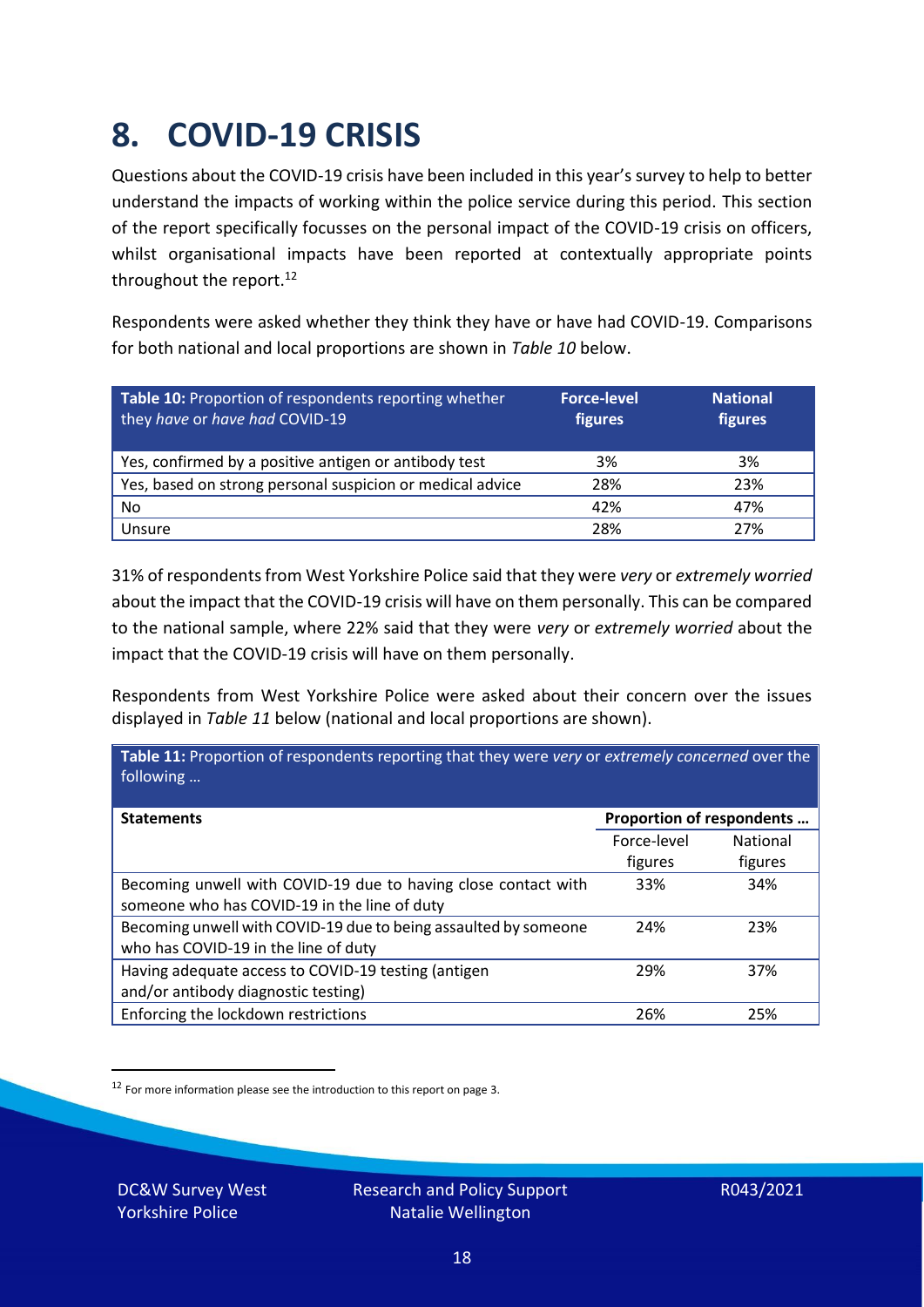# 8. COVID-19 CRISIS

Questions about the COVID-19 crisis have been included in this year's survey to help to better understand the impacts of working within the police service during this period. This section of the report specifically focusses on the personal impact of the COVID-19 crisis on officers, whilst organisational impacts have been reported at contextually appropriate points throughout the report.[12]

Respondents were asked whether they think they have or have had COVID-19. Comparisons for both national and local proportions are shown in *Table 10* below.

| **Table 10:** Proportion of respondents reporting whether they *have* or *have had* COVID-19 | **Force-level figures** | **National figures** |
|---|---|---|
| Yes, confirmed by a positive antigen or antibody test | 3% | 3% |
| Yes, based on strong personal suspicion or medical advice | 28% | 23% |
| No | 42% | 47% |
| Unsure | 28% | 27% |

31% of respondents from West Yorkshire Police said that they were *very* or *extremely worried* about the impact that the COVID-19 crisis will have on them personally. This can be compared to the national sample, where 22% said that they were *very* or *extremely worried* about the impact that the COVID-19 crisis will have on them personally.

Respondents from West Yorkshire Police were asked about their concern over the issues displayed in *Table 11* below (national and local proportions are shown).

**Table 11:** Proportion of respondents reporting that they were *very* or *extremely concerned* over the following …

| **Statements** | **Proportion of respondents …** | |
|---|---|---|
| | Force-level figures | National figures |
| Becoming unwell with COVID-19 due to having close contact with someone who has COVID-19 in the line of duty | 33% | 34% |
| Becoming unwell with COVID-19 due to being assaulted by someone who has COVID-19 in the line of duty | 24% | 23% |
| Having adequate access to COVID-19 testing (antigen and/or antibody diagnostic testing) | 29% | 37% |
| Enforcing the lockdown restrictions | 26% | 25% |

[12] For more information please see the introduction to this report on page 3.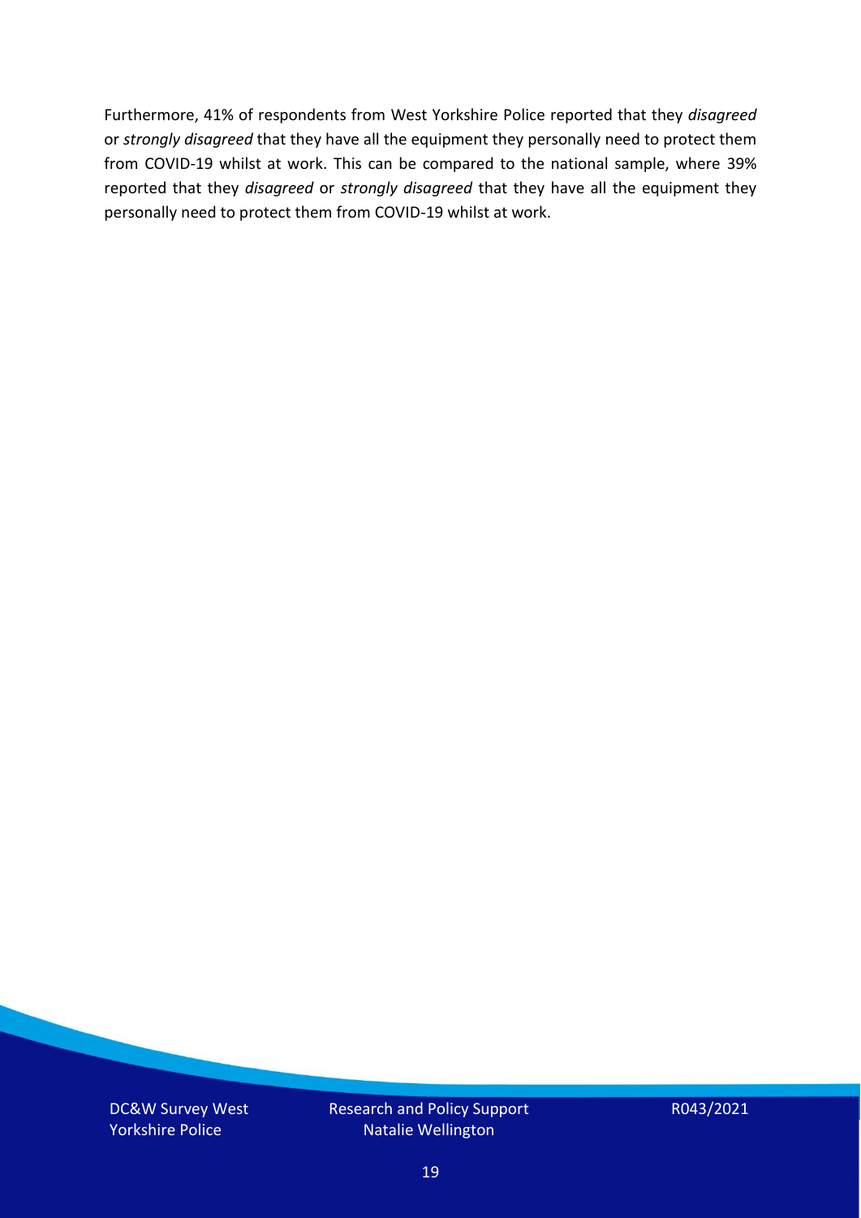Furthermore, 41% of respondents from West Yorkshire Police reported that they *disagreed* or *strongly disagreed* that they have all the equipment they personally need to protect them from COVID-19 whilst at work. This can be compared to the national sample, where 39% reported that they *disagreed* or *strongly disagreed* that they have all the equipment they personally need to protect them from COVID-19 whilst at work.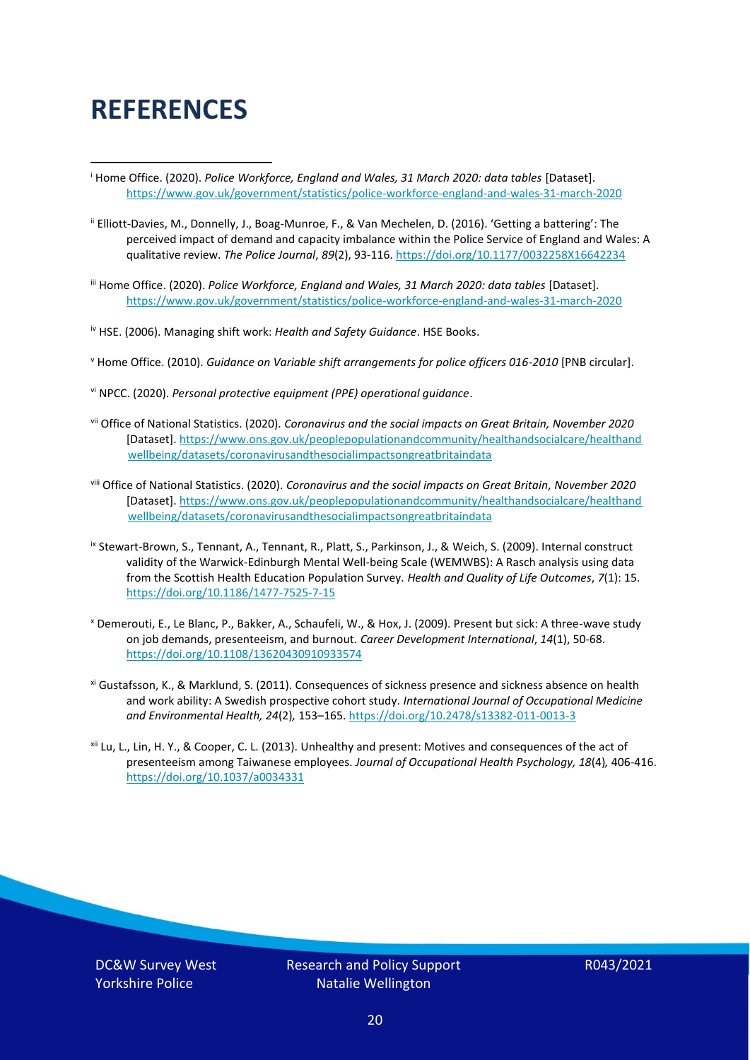# REFERENCES

[i] Home Office. (2020). *Police Workforce, England and Wales, 31 March 2020: data tables* [Dataset]. https://www.gov.uk/government/statistics/police-workforce-england-and-wales-31-march-2020

[ii] Elliott-Davies, M., Donnelly, J., Boag-Munroe, F., & Van Mechelen, D. (2016). 'Getting a battering': The perceived impact of demand and capacity imbalance within the Police Service of England and Wales: A qualitative review. *The Police Journal*, *89*(2), 93-116. https://doi.org/10.1177/0032258X16642234

[iii] Home Office. (2020). *Police Workforce, England and Wales, 31 March 2020: data tables* [Dataset]. https://www.gov.uk/government/statistics/police-workforce-england-and-wales-31-march-2020

[iv] HSE. (2006). Managing shift work: *Health and Safety Guidance*. HSE Books.

[v] Home Office. (2010). *Guidance on Variable shift arrangements for police officers 016-2010* [PNB circular].

[vi] NPCC. (2020). *Personal protective equipment (PPE) operational guidance*.

[vii] Office of National Statistics. (2020). *Coronavirus and the social impacts on Great Britain, November 2020* [Dataset]. https://www.ons.gov.uk/peoplepopulationandcommunity/healthandsocialcare/healthandwellbeing/datasets/coronavirusandthesocialimpactsongreatbritaindata

[viii] Office of National Statistics. (2020). *Coronavirus and the social impacts on Great Britain, November 2020* [Dataset]. https://www.ons.gov.uk/peoplepopulationandcommunity/healthandsocialcare/healthandwellbeing/datasets/coronavirusandthesocialimpactsongreatbritaindata

[ix] Stewart-Brown, S., Tennant, A., Tennant, R., Platt, S., Parkinson, J., & Weich, S. (2009). Internal construct validity of the Warwick-Edinburgh Mental Well-being Scale (WEMWBS): A Rasch analysis using data from the Scottish Health Education Population Survey. *Health and Quality of Life Outcomes*, *7*(1): 15. https://doi.org/10.1186/1477-7525-7-15

[x] Demerouti, E., Le Blanc, P., Bakker, A., Schaufeli, W., & Hox, J. (2009). Present but sick: A three-wave study on job demands, presenteeism, and burnout. *Career Development International*, *14*(1), 50-68. https://doi.org/10.1108/13620430910933574

[xi] Gustafsson, K., & Marklund, S. (2011). Consequences of sickness presence and sickness absence on health and work ability: A Swedish prospective cohort study. *International Journal of Occupational Medicine and Environmental Health, 24*(2)*,* 153–165. https://doi.org/10.2478/s13382-011-0013-3

[xii] Lu, L., Lin, H. Y., & Cooper, C. L. (2013). Unhealthy and present: Motives and consequences of the act of presenteeism among Taiwanese employees. *Journal of Occupational Health Psychology, 18*(4)*,* 406-416. https://doi.org/10.1037/a0034331